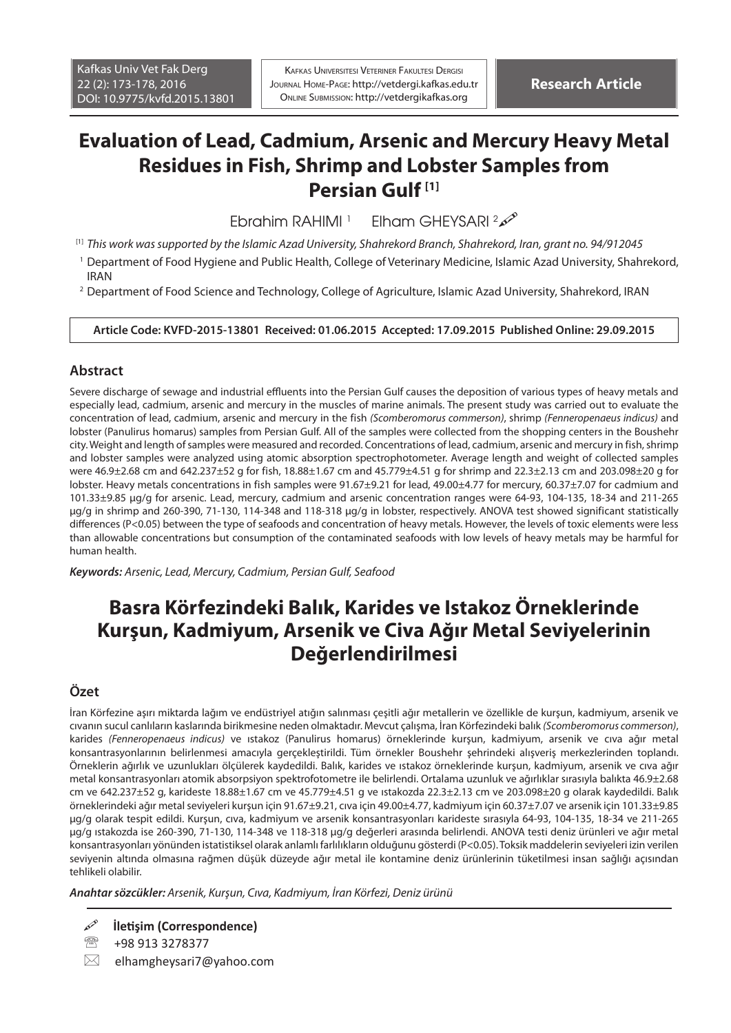Kafkas Univ Vet Fak Derg
22 (2): 173-178, 2016
DOI: 10.9775/kvfd.2015.13801

Kafkas Universitesi Veteriner Fakultesi Dergisi
Journal Home-Page: http://vetdergi.kafkas.edu.tr
Online Submission: http://vetdergikafkas.org

**Research Article**

# Evaluation of Lead, Cadmium, Arsenic and Mercury Heavy Metal Residues in Fish, Shrimp and Lobster Samples from Persian Gulf [1]

Ebrahim RAHIMI [1] Elham GHEYSARI [2]

[1] *This work was supported by the Islamic Azad University, Shahrekord Branch, Shahrekord, Iran, grant no. 94/912045*

[1] Department of Food Hygiene and Public Health, College of Veterinary Medicine, Islamic Azad University, Shahrekord, IRAN

[2] Department of Food Science and Technology, College of Agriculture, Islamic Azad University, Shahrekord, IRAN

**Article Code: KVFD-2015-13801 Received: 01.06.2015 Accepted: 17.09.2015 Published Online: 29.09.2015**

## Abstract

Severe discharge of sewage and industrial effluents into the Persian Gulf causes the deposition of various types of heavy metals and especially lead, cadmium, arsenic and mercury in the muscles of marine animals. The present study was carried out to evaluate the concentration of lead, cadmium, arsenic and mercury in the fish *(Scomberomorus commerson)*, shrimp *(Fenneropenaeus indicus)* and lobster (Panulirus homarus) samples from Persian Gulf. All of the samples were collected from the shopping centers in the Boushehr city. Weight and length of samples were measured and recorded. Concentrations of lead, cadmium, arsenic and mercury in fish, shrimp and lobster samples were analyzed using atomic absorption spectrophotometer. Average length and weight of collected samples were 46.9±2.68 cm and 642.237±52 g for fish, 18.88±1.67 cm and 45.779±4.51 g for shrimp and 22.3±2.13 cm and 203.098±20 g for lobster. Heavy metals concentrations in fish samples were 91.67±9.21 for lead, 49.00±4.77 for mercury, 60.37±7.07 for cadmium and 101.33±9.85 µg/g for arsenic. Lead, mercury, cadmium and arsenic concentration ranges were 64-93, 104-135, 18-34 and 211-265 µg/g in shrimp and 260-390, 71-130, 114-348 and 118-318 µg/g in lobster, respectively. ANOVA test showed significant statistically differences ($P<0.05$) between the type of seafoods and concentration of heavy metals. However, the levels of toxic elements were less than allowable concentrations but consumption of the contaminated seafoods with low levels of heavy metals may be harmful for human health.

***Keywords:*** *Arsenic, Lead, Mercury, Cadmium, Persian Gulf, Seafood*

# Basra Körfezindeki Balık, Karides ve Istakoz Örneklerinde Kurşun, Kadmiyum, Arsenik ve Civa Ağır Metal Seviyelerinin Değerlendirilmesi

## Özet

İran Körfezine aşırı miktarda lağım ve endüstriyel atığın salınması çeşitli ağır metallerin ve özellikle de kurşun, kadmiyum, arsenik ve cıvanın sucul canlıların kaslarında birikmesine neden olmaktadır. Mevcut çalışma, İran Körfezindeki balık *(Scomberomorus commerson)*, karides *(Fenneropenaeus indicus)* ve ıstakoz (Panulirus homarus) örneklerinde kurşun, kadmiyum, arsenik ve cıva ağır metal konsantrasyonlarının belirlenmesi amacıyla gerçekleştirildi. Tüm örnekler Boushehr şehrindeki alışveriş merkezlerinden toplandı. Örneklerin ağırlık ve uzunlukları ölçülerek kaydedildi. Balık, karides ve ıstakoz örneklerinde kurşun, kadmiyum, arsenik ve cıva ağır metal konsantrasyonları atomik absorpsiyon spektrofotometre ile belirlendi. Ortalama uzunluk ve ağırlıklar sırasıyla balıkta 46.9±2.68 cm ve 642.237±52 g, karideste 18.88±1.67 cm ve 45.779±4.51 g ve ıstakozda 22.3±2.13 cm ve 203.098±20 g olarak kaydedildi. Balık örneklerindeki ağır metal seviyeleri kurşun için 91.67±9.21, cıva için 49.00±4.77, kadmiyum için 60.37±7.07 ve arsenik için 101.33±9.85 µg/g olarak tespit edildi. Kurşun, cıva, kadmiyum ve arsenik konsantrasyonları karideste sırasıyla 64-93, 104-135, 18-34 ve 211-265 µg/g ıstakozda ise 260-390, 71-130, 114-348 ve 118-318 µg/g değerleri arasında belirlendi. ANOVA testi deniz ürünleri ve ağır metal konsantrasyonları yönünden istatistiksel olarak anlamlı farlılıkların olduğunu gösterdi ($P<0.05$). Toksik maddelerin seviyeleri izin verilen seviyenin altında olmasına rağmen düşük düzeyde ağır metal ile kontamine deniz ürünlerinin tüketilmesi insan sağlığı açısından tehlikeli olabilir.

***Anahtar sözcükler:*** *Arsenik, Kurşun, Cıva, Kadmiyum, İran Körfezi, Deniz ürünü*

**İletişim (Correspondence)**

+98 913 3278377

elhamgheysari7@yahoo.com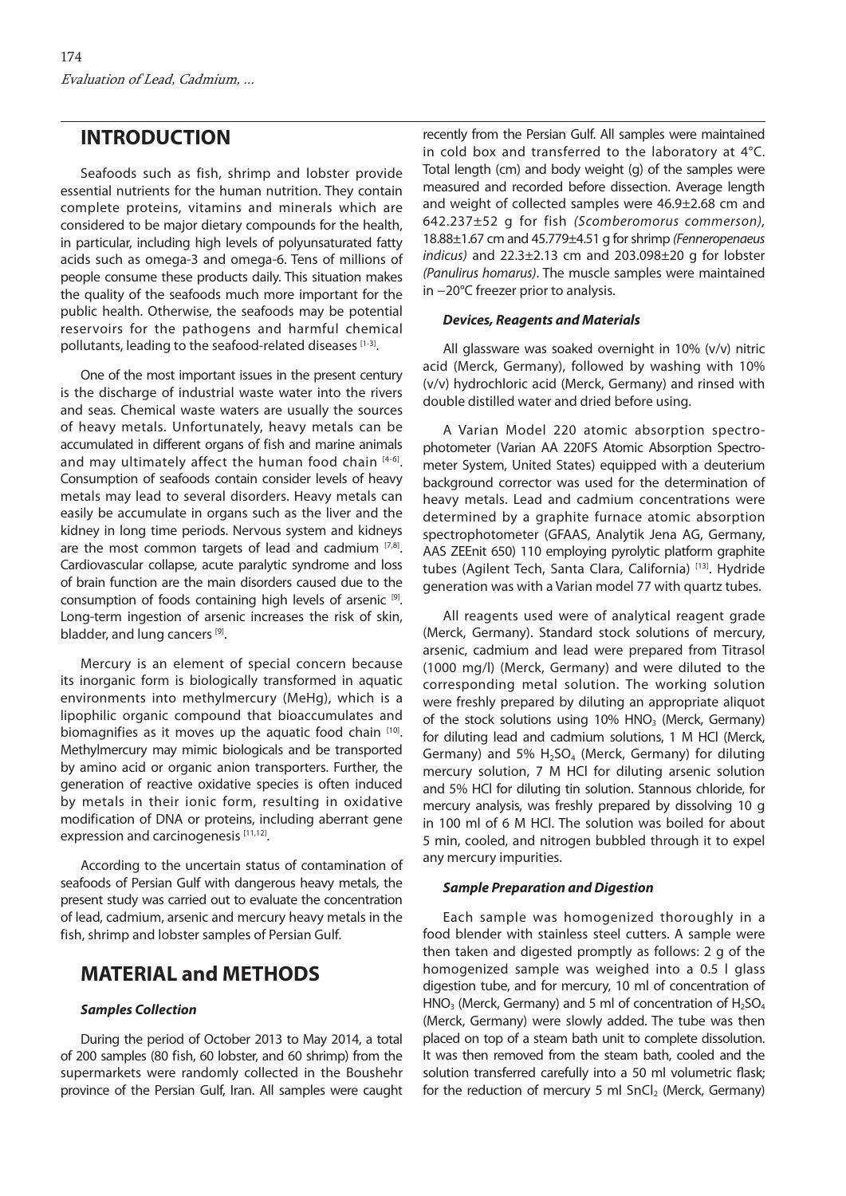## INTRODUCTION

Seafoods such as fish, shrimp and lobster provide essential nutrients for the human nutrition. They contain complete proteins, vitamins and minerals which are considered to be major dietary compounds for the health, in particular, including high levels of polyunsaturated fatty acids such as omega-3 and omega-6. Tens of millions of people consume these products daily. This situation makes the quality of the seafoods much more important for the public health. Otherwise, the seafoods may be potential reservoirs for the pathogens and harmful chemical pollutants, leading to the seafood-related diseases [1-3].

One of the most important issues in the present century is the discharge of industrial waste water into the rivers and seas. Chemical waste waters are usually the sources of heavy metals. Unfortunately, heavy metals can be accumulated in different organs of fish and marine animals and may ultimately affect the human food chain [4-6]. Consumption of seafoods contain consider levels of heavy metals may lead to several disorders. Heavy metals can easily be accumulate in organs such as the liver and the kidney in long time periods. Nervous system and kidneys are the most common targets of lead and cadmium [7,8]. Cardiovascular collapse, acute paralytic syndrome and loss of brain function are the main disorders caused due to the consumption of foods containing high levels of arsenic [9]. Long-term ingestion of arsenic increases the risk of skin, bladder, and lung cancers [9].

Mercury is an element of special concern because its inorganic form is biologically transformed in aquatic environments into methylmercury (MeHg), which is a lipophilic organic compound that bioaccumulates and biomagnifies as it moves up the aquatic food chain [10]. Methylmercury may mimic biologicals and be transported by amino acid or organic anion transporters. Further, the generation of reactive oxidative species is often induced by metals in their ionic form, resulting in oxidative modification of DNA or proteins, including aberrant gene expression and carcinogenesis [11,12].

According to the uncertain status of contamination of seafoods of Persian Gulf with dangerous heavy metals, the present study was carried out to evaluate the concentration of lead, cadmium, arsenic and mercury heavy metals in the fish, shrimp and lobster samples of Persian Gulf.

## MATERIAL and METHODS

### *Samples Collection*

During the period of October 2013 to May 2014, a total of 200 samples (80 fish, 60 lobster, and 60 shrimp) from the supermarkets were randomly collected in the Boushehr province of the Persian Gulf, Iran. All samples were caught recently from the Persian Gulf. All samples were maintained in cold box and transferred to the laboratory at 4°C. Total length (cm) and body weight (g) of the samples were measured and recorded before dissection. Average length and weight of collected samples were 46.9±2.68 cm and 642.237±52 g for fish *(Scomberomorus commerson)*, 18.88±1.67 cm and 45.779±4.51 g for shrimp *(Fenneropenaeus indicus)* and 22.3±2.13 cm and 203.098±20 g for lobster *(Panulirus homarus)*. The muscle samples were maintained in −20°C freezer prior to analysis.

### *Devices, Reagents and Materials*

All glassware was soaked overnight in 10% (v/v) nitric acid (Merck, Germany), followed by washing with 10% (v/v) hydrochloric acid (Merck, Germany) and rinsed with double distilled water and dried before using.

A Varian Model 220 atomic absorption spectrophotometer (Varian AA 220FS Atomic Absorption Spectrometer System, United States) equipped with a deuterium background corrector was used for the determination of heavy metals. Lead and cadmium concentrations were determined by a graphite furnace atomic absorption spectrophotometer (GFAAS, Analytik Jena AG, Germany, AAS ZEEnit 650) 110 employing pyrolytic platform graphite tubes (Agilent Tech, Santa Clara, California) [13]. Hydride generation was with a Varian model 77 with quartz tubes.

All reagents used were of analytical reagent grade (Merck, Germany). Standard stock solutions of mercury, arsenic, cadmium and lead were prepared from Titrasol (1000 mg/l) (Merck, Germany) and were diluted to the corresponding metal solution. The working solution were freshly prepared by diluting an appropriate aliquot of the stock solutions using 10% $HNO_3$ (Merck, Germany) for diluting lead and cadmium solutions, 1 M HCl (Merck, Germany) and 5% $H_2SO_4$ (Merck, Germany) for diluting mercury solution, 7 M HCl for diluting arsenic solution and 5% HCl for diluting tin solution. Stannous chloride, for mercury analysis, was freshly prepared by dissolving 10 g in 100 ml of 6 M HCl. The solution was boiled for about 5 min, cooled, and nitrogen bubbled through it to expel any mercury impurities.

### *Sample Preparation and Digestion*

Each sample was homogenized thoroughly in a food blender with stainless steel cutters. A sample were then taken and digested promptly as follows: 2 g of the homogenized sample was weighed into a 0.5 l glass digestion tube, and for mercury, 10 ml of concentration of $HNO_3$ (Merck, Germany) and 5 ml of concentration of $H_2SO_4$ (Merck, Germany) were slowly added. The tube was then placed on top of a steam bath unit to complete dissolution. It was then removed from the steam bath, cooled and the solution transferred carefully into a 50 ml volumetric flask; for the reduction of mercury 5 ml $SnCl_2$ (Merck, Germany)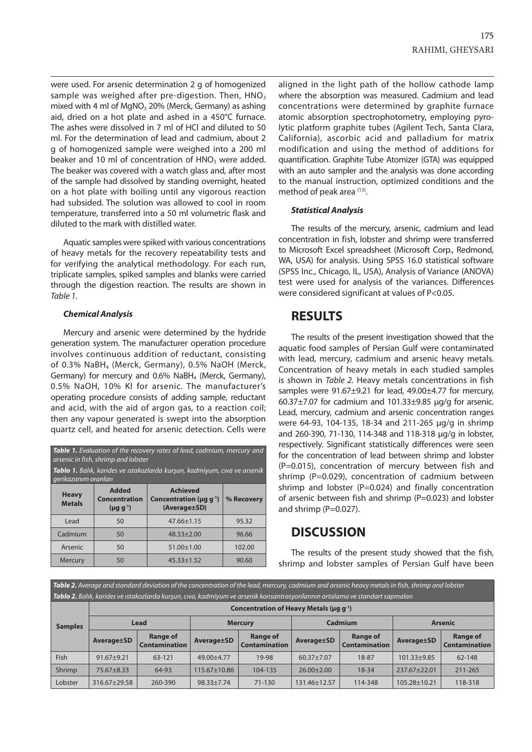were used. For arsenic determination 2 g of homogenized sample was weighed after pre-digestion. Then, $HNO_3$ mixed with 4 ml of $MgNO_3$ 20% (Merck, Germany) as ashing aid, dried on a hot plate and ashed in a 450°C furnace. The ashes were dissolved in 7 ml of HCl and diluted to 50 ml. For the determination of lead and cadmium, about 2 g of homogenized sample were weighed into a 200 ml beaker and 10 ml of concentration of $HNO_3$ were added. The beaker was covered with a watch glass and, after most of the sample had dissolved by standing overnight, heated on a hot plate with boiling until any vigorous reaction had subsided. The solution was allowed to cool in room temperature, transferred into a 50 ml volumetric flask and diluted to the mark with distilled water.

Aquatic samples were spiked with various concentrations of heavy metals for the recovery repeatability tests and for verifying the analytical methodology. For each run, triplicate samples, spiked samples and blanks were carried through the digestion reaction. The results are shown in *Table 1*.

### *Chemical Analysis*

Mercury and arsenic were determined by the hydride generation system. The manufacturer operation procedure involves continuous addition of reductant, consisting of 0.3% $NaBH_4$ (Merck, Germany), 0.5% NaOH (Merck, Germany) for mercury and 0.6% $NaBH_4$ (Merck, Germany), 0.5% NaOH, 10% KI for arsenic. The manufacturer's operating procedure consists of adding sample, reductant and acid, with the aid of argon gas, to a reaction coil; then any vapour generated is swept into the absorption quartz cell, and heated for arsenic detection. Cells were aligned in the light path of the hollow cathode lamp where the absorption was measured. Cadmium and lead concentrations were determined by graphite furnace atomic absorption spectrophotometry, employing pyrolytic platform graphite tubes (Agilent Tech, Santa Clara, California), ascorbic acid and palladium for matrix modification and using the method of additions for quantification. Graphite Tube Atomizer (GTA) was equipped with an auto sampler and the analysis was done according to the manual instruction, optimized conditions and the method of peak area [13].

***Table 1.*** *Evaluation of the recovery rates of lead, cadmium, mercury and arsenic in fish, shrimp and lobster*

***Tablo 1.*** *Balık, karides ve ıstakozlarda kurşun, kadmiyum, cıva ve arsenik gerikazanım oranları*

| Heavy Metals | Added Concentration ($\mu g\ g^{-1}$) | Achieved Concentration ($\mu g\ g^{-1}$) (Average±SD) | % Recovery |
|---|---|---|---|
| Lead | 50 | 47.66±1.15 | 95.32 |
| Cadmium | 50 | 48.33±2.00 | 96.66 |
| Arsenic | 50 | 51.00±1.00 | 102.00 |
| Mercury | 50 | 45.33±1.52 | 90.60 |

### *Statistical Analysis*

The results of the mercury, arsenic, cadmium and lead concentration in fish, lobster and shrimp were transferred to Microsoft Excel spreadsheet (Microsoft Corp., Redmond, WA, USA) for analysis. Using SPSS 16.0 statistical software (SPSS Inc., Chicago, IL, USA), Analysis of Variance (ANOVA) test were used for analysis of the variances. Differences were considered significant at values of $P<0.05$.

## RESULTS

The results of the present investigation showed that the aquatic food samples of Persian Gulf were contaminated with lead, mercury, cadmium and arsenic heavy metals. Concentration of heavy metals in each studied samples is shown in *Table 2.* Heavy metals concentrations in fish samples were 91.67±9.21 for lead, 49.00±4.77 for mercury, 60.37±7.07 for cadmium and 101.33±9.85 µg/g for arsenic. Lead, mercury, cadmium and arsenic concentration ranges were 64-93, 104-135, 18-34 and 211-265 µg/g in shrimp and 260-390, 71-130, 114-348 and 118-318 µg/g in lobster, respectively. Significant statistically differences were seen for the concentration of lead between shrimp and lobster ($P=0.015$), concentration of mercury between fish and shrimp ($P=0.029$), concentration of cadmium between shrimp and lobster ($P=0.024$) and finally concentration of arsenic between fish and shrimp ($P=0.023$) and lobster and shrimp ($P=0.027$).

## DISCUSSION

The results of the present study showed that the fish, shrimp and lobster samples of Persian Gulf have been

***Table 2.*** *Average and standard deviation of the concentration of the lead, mercury, cadmium and arsenic heavy metals in fish, shrimp and lobster*

***Tablo 2.*** *Balık, karides ve ıstakozlarda kurşun, cıva, kadmiyum ve arsenik konsantrasyonlarının ortalama ve standart sapmaları*

| Samples | Concentration of Heavy Metals ($\mu g\ g^{-1}$) | | | | | | | |
|---|---|---|---|---|---|---|---|---|
| | Lead | | Mercury | | Cadmium | | Arsenic | |
| | Average±SD | Range of Contamination | Average±SD | Range of Contamination | Average±SD | Range of Contamination | Average±SD | Range of Contamination |
| Fish | 91.67±9.21 | 63-121 | 49.00±4.77 | 19-98 | 60.37±7.07 | 18-87 | 101.33±9.85 | 62-148 |
| Shrimp | 75.67±8.33 | 64-93 | 115.67±10.86 | 104-135 | 26.00±2.00 | 18-34 | 237.67±22.01 | 211-265 |
| Lobster | 316.67±29.58 | 260-390 | 98.33±7.74 | 71-130 | 131.46±12.57 | 114-348 | 105.28±10.21 | 118-318 |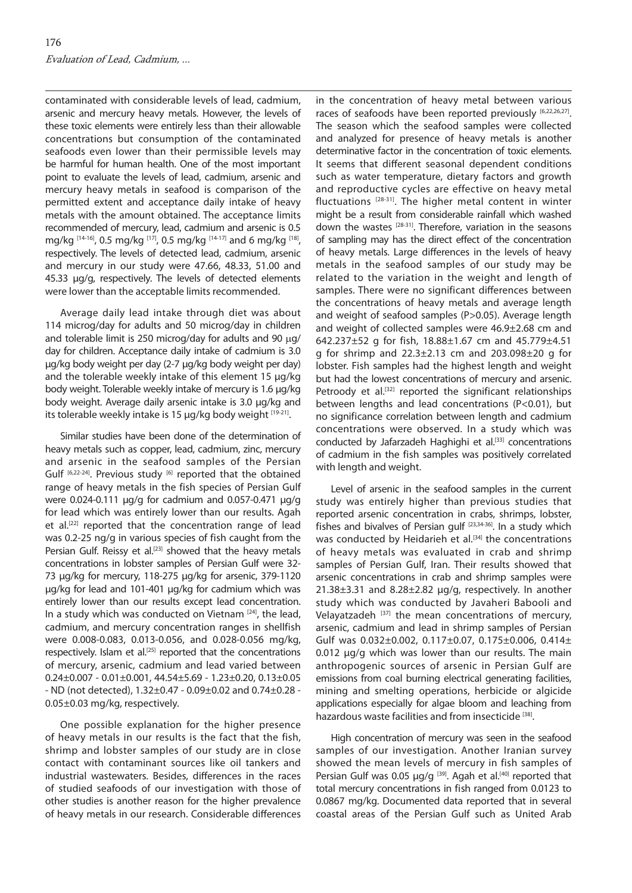contaminated with considerable levels of lead, cadmium, arsenic and mercury heavy metals. However, the levels of these toxic elements were entirely less than their allowable concentrations but consumption of the contaminated seafoods even lower than their permissible levels may be harmful for human health. One of the most important point to evaluate the levels of lead, cadmium, arsenic and mercury heavy metals in seafood is comparison of the permitted extent and acceptance daily intake of heavy metals with the amount obtained. The acceptance limits recommended of mercury, lead, cadmium and arsenic is 0.5 mg/kg [14-16], 0.5 mg/kg [17], 0.5 mg/kg [14-17] and 6 mg/kg [18], respectively. The levels of detected lead, cadmium, arsenic and mercury in our study were 47.66, 48.33, 51.00 and 45.33 µg/g, respectively. The levels of detected elements were lower than the acceptable limits recommended.

Average daily lead intake through diet was about 114 microg/day for adults and 50 microg/day in children and tolerable limit is 250 microg/day for adults and 90 µg/day for children. Acceptance daily intake of cadmium is 3.0 µg/kg body weight per day (2-7 µg/kg body weight per day) and the tolerable weekly intake of this element 15 µg/kg body weight. Tolerable weekly intake of mercury is 1.6 µg/kg body weight. Average daily arsenic intake is 3.0 µg/kg and its tolerable weekly intake is 15 µg/kg body weight [19-21].

Similar studies have been done of the determination of heavy metals such as copper, lead, cadmium, zinc, mercury and arsenic in the seafood samples of the Persian Gulf [6,22-24]. Previous study [6] reported that the obtained range of heavy metals in the fish species of Persian Gulf were 0.024-0.111 µg/g for cadmium and 0.057-0.471 µg/g for lead which was entirely lower than our results. Agah et al.[22] reported that the concentration range of lead was 0.2-25 ng/g in various species of fish caught from the Persian Gulf. Reissy et al.[23] showed that the heavy metals concentrations in lobster samples of Persian Gulf were 32-73 µg/kg for mercury, 118-275 µg/kg for arsenic, 379-1120 µg/kg for lead and 101-401 µg/kg for cadmium which was entirely lower than our results except lead concentration. In a study which was conducted on Vietnam [24], the lead, cadmium, and mercury concentration ranges in shellfish were 0.008-0.083, 0.013-0.056, and 0.028-0.056 mg/kg, respectively. Islam et al.[25] reported that the concentrations of mercury, arsenic, cadmium and lead varied between 0.24±0.007 - 0.01±0.001, 44.54±5.69 - 1.23±0.20, 0.13±0.05 - ND (not detected), 1.32±0.47 - 0.09±0.02 and 0.74±0.28 - 0.05±0.03 mg/kg, respectively.

One possible explanation for the higher presence of heavy metals in our results is the fact that the fish, shrimp and lobster samples of our study are in close contact with contaminant sources like oil tankers and industrial wastewaters. Besides, differences in the races of studied seafoods of our investigation with those of other studies is another reason for the higher prevalence of heavy metals in our research. Considerable differences in the concentration of heavy metal between various races of seafoods have been reported previously [6,22,26,27]. The season which the seafood samples were collected and analyzed for presence of heavy metals is another determinative factor in the concentration of toxic elements. It seems that different seasonal dependent conditions such as water temperature, dietary factors and growth and reproductive cycles are effective on heavy metal fluctuations [28-31]. The higher metal content in winter might be a result from considerable rainfall which washed down the wastes [28-31]. Therefore, variation in the seasons of sampling may has the direct effect of the concentration of heavy metals. Large differences in the levels of heavy metals in the seafood samples of our study may be related to the variation in the weight and length of samples. There were no significant differences between the concentrations of heavy metals and average length and weight of seafood samples ($P>0.05$). Average length and weight of collected samples were 46.9±2.68 cm and 642.237±52 g for fish, 18.88±1.67 cm and 45.779±4.51 g for shrimp and 22.3±2.13 cm and 203.098±20 g for lobster. Fish samples had the highest length and weight but had the lowest concentrations of mercury and arsenic. Petroody et al.[32] reported the significant relationships between lengths and lead concentrations ($P<0.01$), but no significance correlation between length and cadmium concentrations were observed. In a study which was conducted by Jafarzadeh Haghighi et al.[33] concentrations of cadmium in the fish samples was positively correlated with length and weight.

Level of arsenic in the seafood samples in the current study was entirely higher than previous studies that reported arsenic concentration in crabs, shrimps, lobster, fishes and bivalves of Persian gulf [23,34-36]. In a study which was conducted by Heidarieh et al.[34] the concentrations of heavy metals was evaluated in crab and shrimp samples of Persian Gulf, Iran. Their results showed that arsenic concentrations in crab and shrimp samples were 21.38±3.31 and 8.28±2.82 µg/g, respectively. In another study which was conducted by Javaheri Babooli and Velayatzadeh [37] the mean concentrations of mercury, arsenic, cadmium and lead in shrimp samples of Persian Gulf was 0.032±0.002, 0.117±0.07, 0.175±0.006, 0.414± 0.012 µg/g which was lower than our results. The main anthropogenic sources of arsenic in Persian Gulf are emissions from coal burning electrical generating facilities, mining and smelting operations, herbicide or algicide applications especially for algae bloom and leaching from hazardous waste facilities and from insecticide [38].

High concentration of mercury was seen in the seafood samples of our investigation. Another Iranian survey showed the mean levels of mercury in fish samples of Persian Gulf was 0.05 µg/g [39]. Agah et al.[40] reported that total mercury concentrations in fish ranged from 0.0123 to 0.0867 mg/kg. Documented data reported that in several coastal areas of the Persian Gulf such as United Arab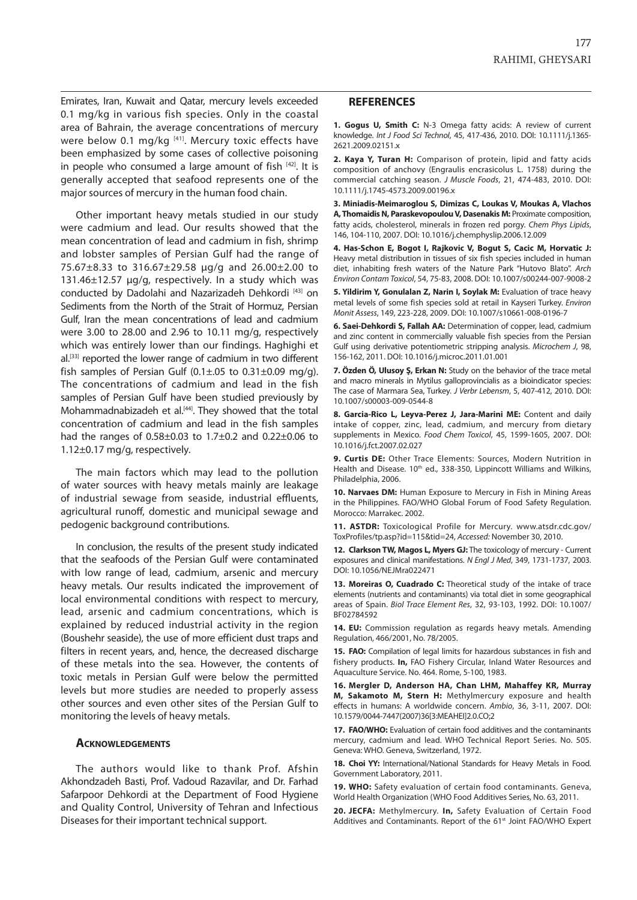Emirates, Iran, Kuwait and Qatar, mercury levels exceeded 0.1 mg/kg in various fish species. Only in the coastal area of Bahrain, the average concentrations of mercury were below 0.1 mg/kg [41]. Mercury toxic effects have been emphasized by some cases of collective poisoning in people who consumed a large amount of fish [42]. It is generally accepted that seafood represents one of the major sources of mercury in the human food chain.

Other important heavy metals studied in our study were cadmium and lead. Our results showed that the mean concentration of lead and cadmium in fish, shrimp and lobster samples of Persian Gulf had the range of 75.67±8.33 to 316.67±29.58 µg/g and 26.00±2.00 to 131.46±12.57 µg/g, respectively. In a study which was conducted by Dadolahi and Nazarizadeh Dehkordi [43] on Sediments from the North of the Strait of Hormuz, Persian Gulf, Iran the mean concentrations of lead and cadmium were 3.00 to 28.00 and 2.96 to 10.11 mg/g, respectively which was entirely lower than our findings. Haghighi et al.[33] reported the lower range of cadmium in two different fish samples of Persian Gulf (0.1±.05 to 0.31±0.09 mg/g). The concentrations of cadmium and lead in the fish samples of Persian Gulf have been studied previously by Mohammadnabizadeh et al.[44]. They showed that the total concentration of cadmium and lead in the fish samples had the ranges of 0.58±0.03 to 1.7±0.2 and 0.22±0.06 to 1.12±0.17 mg/g, respectively.

The main factors which may lead to the pollution of water sources with heavy metals mainly are leakage of industrial sewage from seaside, industrial effluents, agricultural runoff, domestic and municipal sewage and pedogenic background contributions.

In conclusion, the results of the present study indicated that the seafoods of the Persian Gulf were contaminated with low range of lead, cadmium, arsenic and mercury heavy metals. Our results indicated the improvement of local environmental conditions with respect to mercury, lead, arsenic and cadmium concentrations, which is explained by reduced industrial activity in the region (Boushehr seaside), the use of more efficient dust traps and filters in recent years, and, hence, the decreased discharge of these metals into the sea. However, the contents of toxic metals in Persian Gulf were below the permitted levels but more studies are needed to properly assess other sources and even other sites of the Persian Gulf to monitoring the levels of heavy metals.

## Acknowledgements

The authors would like to thank Prof. Afshin Akhondzadeh Basti, Prof. Vadoud Razavilar, and Dr. Farhad Safarpoor Dehkordi at the Department of Food Hygiene and Quality Control, University of Tehran and Infectious Diseases for their important technical support.

## REFERENCES

**1. Gogus U, Smith C:** N-3 Omega fatty acids: A review of current knowledge. *Int J Food Sci Technol*, 45, 417-436, 2010. DOI: 10.1111/j.1365-2621.2009.02151.x

**2. Kaya Y, Turan H:** Comparison of protein, lipid and fatty acids composition of anchovy (Engraulis encrasicolus L. 1758) during the commercial catching season. *J Muscle Foods*, 21, 474-483, 2010. DOI: 10.1111/j.1745-4573.2009.00196.x

**3. Miniadis-Meimaroglou S, Dimizas C, Loukas V, Moukas A, Vlachos A, Thomaidis N, Paraskevopoulou V, Dasenakis M:** Proximate composition, fatty acids, cholesterol, minerals in frozen red porgy. *Chem Phys Lipids*, 146, 104-110, 2007. DOI: 10.1016/j.chemphyslip.2006.12.009

**4. Has-Schon E, Bogot I, Rajkovic V, Bogut S, Cacic M, Horvatic J:** Heavy metal distribution in tissues of six fish species included in human diet, inhabiting fresh waters of the Nature Park "Hutovo Blato". *Arch Environ Contam Toxicol*, 54, 75-83, 2008. DOI: 10.1007/s00244-007-9008-2

**5. Yildirim Y, Gonulalan Z, Narin I, Soylak M:** Evaluation of trace heavy metal levels of some fish species sold at retail in Kayseri Turkey. *Environ Monit Assess*, 149, 223-228, 2009. DOI: 10.1007/s10661-008-0196-7

**6. Saei-Dehkordi S, Fallah AA:** Determination of copper, lead, cadmium and zinc content in commercially valuable fish species from the Persian Gulf using derivative potentiometric stripping analysis. *Microchem J*, 98, 156-162, 2011. DOI: 10.1016/j.microc.2011.01.001

**7. Özden Ö, Ulusoy Ş, Erkan N:** Study on the behavior of the trace metal and macro minerals in Mytilus galloprovincialis as a bioindicator species: The case of Marmara Sea, Turkey. *J Verbr Lebensm*, 5, 407-412, 2010. DOI: 10.1007/s00003-009-0544-8

**8. Garcia-Rico L, Leyva-Perez J, Jara-Marini ME:** Content and daily intake of copper, zinc, lead, cadmium, and mercury from dietary supplements in Mexico. *Food Chem Toxicol*, 45, 1599-1605, 2007. DOI: 10.1016/j.fct.2007.02.027

**9. Curtis DE:** Other Trace Elements: Sources, Modern Nutrition in Health and Disease. 10th ed., 338-350, Lippincott Williams and Wilkins, Philadelphia, 2006.

**10. Narvaes DM:** Human Exposure to Mercury in Fish in Mining Areas in the Philippines. FAO/WHO Global Forum of Food Safety Regulation. Morocco: Marrakec. 2002.

**11. ASTDR:** Toxicological Profile for Mercury. www.atsdr.cdc.gov/ToxProfiles/tp.asp?id=115&tid=24, *Accessed:* November 30, 2010.

**12. Clarkson TW, Magos L, Myers GJ:** The toxicology of mercury - Current exposures and clinical manifestations. *N Engl J Med*, 349, 1731-1737, 2003. DOI: 10.1056/NEJMra022471

**13. Moreiras O, Cuadrado C:** Theoretical study of the intake of trace elements (nutrients and contaminants) via total diet in some geographical areas of Spain. *Biol Trace Element Res*, 32, 93-103, 1992. DOI: 10.1007/BF02784592

**14. EU:** Commission regulation as regards heavy metals. Amending Regulation, 466/2001, No. 78/2005.

**15. FAO:** Compilation of legal limits for hazardous substances in fish and fishery products. **In,** FAO Fishery Circular, Inland Water Resources and Aquaculture Service. No. 464. Rome, 5-100, 1983.

**16. Mergler D, Anderson HA, Chan LHM, Mahaffey KR, Murray M, Sakamoto M, Stern H:** Methylmercury exposure and health effects in humans: A worldwide concern. *Ambio*, 36, 3-11, 2007. DOI: 10.1579/0044-7447(2007)36[3:MEAHEI]2.0.CO;2

**17. FAO/WHO:** Evaluation of certain food additives and the contaminants mercury, cadmium and lead. WHO Technical Report Series. No. 505. Geneva: WHO. Geneva, Switzerland, 1972.

**18. Choi YY:** International/National Standards for Heavy Metals in Food. Government Laboratory, 2011.

**19. WHO:** Safety evaluation of certain food contaminants. Geneva, World Health Organization (WHO Food Additives Series, No. 63, 2011.

**20. JECFA:** Methylmercury. **In,** Safety Evaluation of Certain Food Additives and Contaminants. Report of the 61st Joint FAO/WHO Expert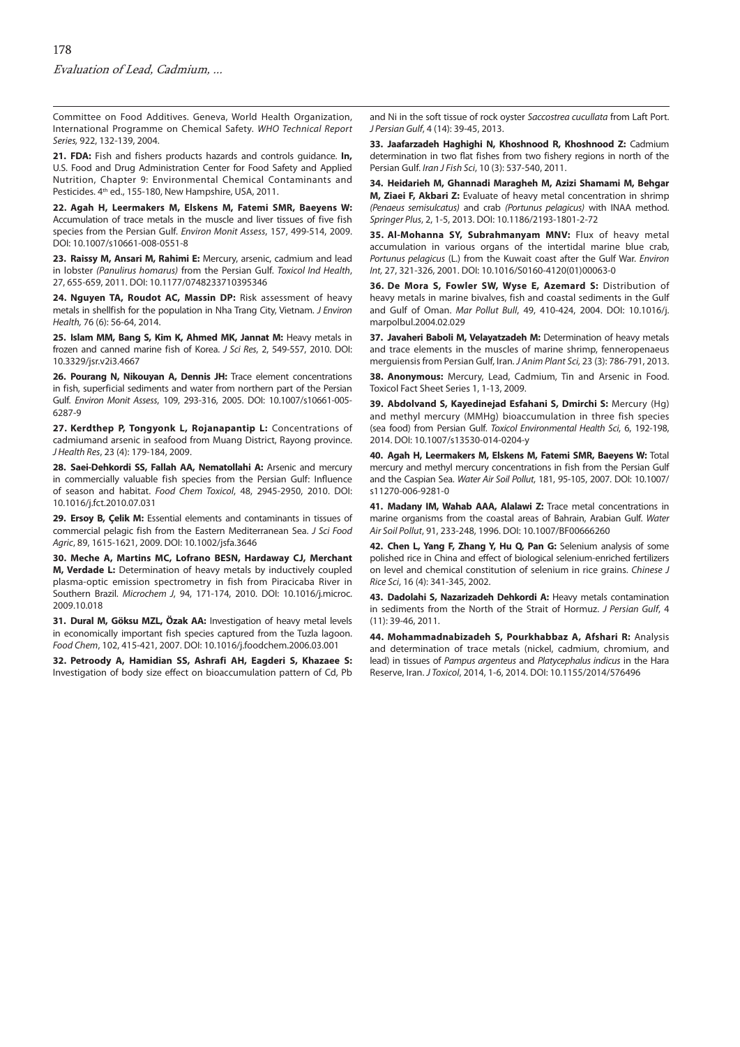Committee on Food Additives. Geneva, World Health Organization, International Programme on Chemical Safety. *WHO Technical Report Series,* 922, 132-139, 2004.

**21. FDA:** Fish and fishers products hazards and controls guidance. **In,** U.S. Food and Drug Administration Center for Food Safety and Applied Nutrition, Chapter 9: Environmental Chemical Contaminants and Pesticides. 4th ed., 155-180, New Hampshire, USA, 2011.

**22. Agah H, Leermakers M, Elskens M, Fatemi SMR, Baeyens W:** Accumulation of trace metals in the muscle and liver tissues of five fish species from the Persian Gulf. *Environ Monit Assess*, 157, 499-514, 2009. DOI: 10.1007/s10661-008-0551-8

**23. Raissy M, Ansari M, Rahimi E:** Mercury, arsenic, cadmium and lead in lobster *(Panulirus homarus)* from the Persian Gulf. *Toxicol Ind Health*, 27, 655-659, 2011. DOI: 10.1177/0748233710395346

**24. Nguyen TA, Roudot AC, Massin DP:** Risk assessment of heavy metals in shellfish for the population in Nha Trang City, Vietnam. *J Environ Health,* 76 (6): 56-64, 2014.

**25. Islam MM, Bang S, Kim K, Ahmed MK, Jannat M:** Heavy metals in frozen and canned marine fish of Korea. *J Sci Res*, 2, 549-557, 2010. DOI: 10.3329/jsr.v2i3.4667

**26. Pourang N, Nikouyan A, Dennis JH:** Trace element concentrations in fish, superficial sediments and water from northern part of the Persian Gulf. *Environ Monit Assess*, 109, 293-316, 2005. DOI: 10.1007/s10661-005-6287-9

**27. Kerdthep P, Tongyonk L, Rojanapantip L:** Concentrations of cadmiumand arsenic in seafood from Muang District, Rayong province. *J Health Res*, 23 (4): 179-184, 2009.

**28. Saei-Dehkordi SS, Fallah AA, Nematollahi A:** Arsenic and mercury in commercially valuable fish species from the Persian Gulf: Influence of season and habitat. *Food Chem Toxicol*, 48, 2945-2950, 2010. DOI: 10.1016/j.fct.2010.07.031

**29. Ersoy B, Çelik M:** Essential elements and contaminants in tissues of commercial pelagic fish from the Eastern Mediterranean Sea. *J Sci Food Agric*, 89, 1615-1621, 2009. DOI: 10.1002/jsfa.3646

**30. Meche A, Martins MC, Lofrano BESN, Hardaway CJ, Merchant M, Verdade L:** Determination of heavy metals by inductively coupled plasma-optic emission spectrometry in fish from Piracicaba River in Southern Brazil. *Microchem J*, 94, 171-174, 2010. DOI: 10.1016/j.microc.2009.10.018

**31. Dural M, Göksu MZL, Özak AA:** Investigation of heavy metal levels in economically important fish species captured from the Tuzla lagoon. *Food Chem*, 102, 415-421, 2007. DOI: 10.1016/j.foodchem.2006.03.001

**32. Petroody A, Hamidian SS, Ashrafi AH, Eagderi S, Khazaee S:** Investigation of body size effect on bioaccumulation pattern of Cd, Pb and Ni in the soft tissue of rock oyster *Saccostrea cucullata* from Laft Port. *J Persian Gulf*, 4 (14): 39-45, 2013.

**33. Jaafarzadeh Haghighi N, Khoshnood R, Khoshnood Z:** Cadmium determination in two flat fishes from two fishery regions in north of the Persian Gulf. *Iran J Fish Sci*, 10 (3): 537-540, 2011.

**34. Heidarieh M, Ghannadi Maragheh M, Azizi Shamami M, Behgar M, Ziaei F, Akbari Z:** Evaluate of heavy metal concentration in shrimp *(Penaeus semisulcatus)* and crab *(Portunus pelagicus)* with INAA method. *Springer Plus*, 2, 1-5, 2013. DOI: 10.1186/2193-1801-2-72

**35. Al-Mohanna SY, Subrahmanyam MNV:** Flux of heavy metal accumulation in various organs of the intertidal marine blue crab, *Portunus pelagicus* (L.) from the Kuwait coast after the Gulf War. *Environ Int*, 27, 321-326, 2001. DOI: 10.1016/S0160-4120(01)00063-0

**36. De Mora S, Fowler SW, Wyse E, Azemard S:** Distribution of heavy metals in marine bivalves, fish and coastal sediments in the Gulf and Gulf of Oman. *Mar Pollut Bull*, 49, 410-424, 2004. DOI: 10.1016/j.marpolbul.2004.02.029

**37. Javaheri Baboli M, Velayatzadeh M:** Determination of heavy metals and trace elements in the muscles of marine shrimp, fenneropenaeus merguiensis from Persian Gulf, Iran. *J Anim Plant Sci,* 23 (3): 786-791, 2013.

**38. Anonymous:** Mercury, Lead, Cadmium, Tin and Arsenic in Food. Toxicol Fact Sheet Series 1, 1-13, 2009.

**39. Abdolvand S, Kayedinejad Esfahani S, Dmirchi S:** Mercury (Hg) and methyl mercury (MMHg) bioaccumulation in three fish species (sea food) from Persian Gulf. *Toxicol Environmental Health Sci*, 6, 192-198, 2014. DOI: 10.1007/s13530-014-0204-y

**40. Agah H, Leermakers M, Elskens M, Fatemi SMR, Baeyens W:** Total mercury and methyl mercury concentrations in fish from the Persian Gulf and the Caspian Sea. *Water Air Soil Pollut*, 181, 95-105, 2007. DOI: 10.1007/s11270-006-9281-0

**41. Madany IM, Wahab AAA, Alalawi Z:** Trace metal concentrations in marine organisms from the coastal areas of Bahrain, Arabian Gulf. *Water Air Soil Pollut*, 91, 233-248, 1996. DOI: 10.1007/BF00666260

**42. Chen L, Yang F, Zhang Y, Hu Q, Pan G:** Selenium analysis of some polished rice in China and effect of biological selenium-enriched fertilizers on level and chemical constitution of selenium in rice grains. *Chinese J Rice Sci*, 16 (4): 341-345, 2002.

**43. Dadolahi S, Nazarizadeh Dehkordi A:** Heavy metals contamination in sediments from the North of the Strait of Hormuz. *J Persian Gulf*, 4 (11): 39-46, 2011.

**44. Mohammadnabizadeh S, Pourkhabbaz A, Afshari R:** Analysis and determination of trace metals (nickel, cadmium, chromium, and lead) in tissues of *Pampus argenteus* and *Platycephalus indicus* in the Hara Reserve, Iran. *J Toxicol*, 2014, 1-6, 2014. DOI: 10.1155/2014/576496